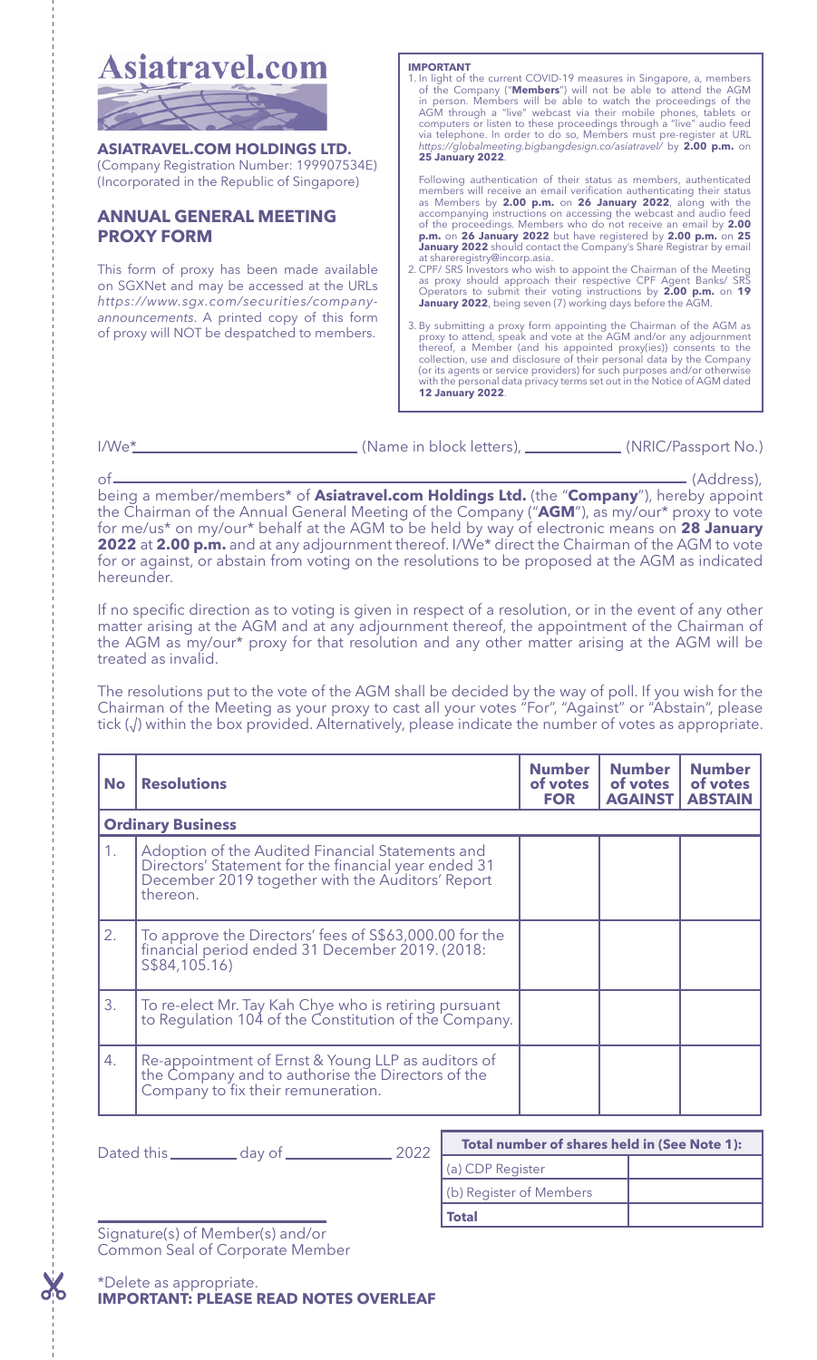# Asiatravel.com

**ASIATRAVEL.COM HOLDINGS LTD.**
(Company Registration Number: 199907534E)
(Incorporated in the Republic of Singapore)

## ANNUAL GENERAL MEETING PROXY FORM

This form of proxy has been made available on SGXNet and may be accessed at the URLs *https://www.sgx.com/securities/company-announcements*. A printed copy of this form of proxy will NOT be despatched to members.

**IMPORTANT**

1. In light of the current COVID-19 measures in Singapore, a, members of the Company ("**Members**") will not be able to attend the AGM in person. Members will be able to watch the proceedings of the AGM through a "live" webcast via their mobile phones, tablets or computers or listen to these proceedings through a "live" audio feed via telephone. In order to do so, Members must pre-register at URL *https://globalmeeting.bigbangdesign.co/asiatravel/* by **2.00 p.m.** on **25 January 2022**.

   Following authentication of their status as members, authenticated members will receive an email verification authenticating their status as Members by **2.00 p.m.** on **26 January 2022**, along with the accompanying instructions on accessing the webcast and audio feed of the proceedings. Members who do not receive an email by **2.00 p.m.** on **26 January 2022** but have registered by **2.00 p.m.** on **25 January 2022** should contact the Company's Share Registrar by email at shareregistry@incorp.asia.
2. CPF/ SRS Investors who wish to appoint the Chairman of the Meeting as proxy should approach their respective CPF Agent Banks/ SRS Operators to submit their voting instructions by **2.00 p.m.** on **19 January 2022**, being seven (7) working days before the AGM.
3. By submitting a proxy form appointing the Chairman of the AGM as proxy to attend, speak and vote at the AGM and/or any adjournment thereof, a Member (and his appointed proxy(ies)) consents to the collection, use and disclosure of their personal data by the Company (or its agents or service providers) for such purposes and/or otherwise with the personal data privacy terms set out in the Notice of AGM dated **12 January 2022**.

I/We*\_\_\_\_\_\_\_\_\_\_\_\_\_\_\_\_\_\_\_\_\_\_\_\_\_\_\_\_ (Name in block letters), \_\_\_\_\_\_\_\_\_\_\_\_\_\_ (NRIC/Passport No.)

of\_\_\_\_\_\_\_\_\_\_\_\_\_\_\_\_\_\_\_\_\_\_\_\_\_\_\_\_\_\_\_\_\_\_\_\_\_\_\_\_\_\_\_\_\_\_\_\_\_\_\_\_\_\_\_\_\_\_\_\_\_\_\_\_\_\_\_\_\_\_ (Address),
being a member/members* of **Asiatravel.com Holdings Ltd.** (the "**Company**"), hereby appoint the Chairman of the Annual General Meeting of the Company ("**AGM**"), as my/our* proxy to vote for me/us* on my/our* behalf at the AGM to be held by way of electronic means on **28 January 2022** at **2.00 p.m.** and at any adjournment thereof. I/We* direct the Chairman of the AGM to vote for or against, or abstain from voting on the resolutions to be proposed at the AGM as indicated hereunder.

If no specific direction as to voting is given in respect of a resolution, or in the event of any other matter arising at the AGM and at any adjournment thereof, the appointment of the Chairman of the AGM as my/our* proxy for that resolution and any other matter arising at the AGM will be treated as invalid.

The resolutions put to the vote of the AGM shall be decided by the way of poll. If you wish for the Chairman of the Meeting as your proxy to cast all your votes "For", "Against" or "Abstain", please tick (√) within the box provided. Alternatively, please indicate the number of votes as appropriate.

| No | Resolutions | Number of votes FOR | Number of votes AGAINST | Number of votes ABSTAIN |
|---|---|---|---|---|
| **Ordinary Business** | | | | |
| 1. | Adoption of the Audited Financial Statements and Directors' Statement for the financial year ended 31 December 2019 together with the Auditors' Report thereon. | | | |
| 2. | To approve the Directors' fees of S$63,000.00 for the financial period ended 31 December 2019. (2018: S$84,105.16) | | | |
| 3. | To re-elect Mr. Tay Kah Chye who is retiring pursuant to Regulation 104 of the Constitution of the Company. | | | |
| 4. | Re-appointment of Ernst & Young LLP as auditors of the Company and to authorise the Directors of the Company to fix their remuneration. | | | |

Dated this \_\_\_\_\_\_\_\_ day of \_\_\_\_\_\_\_\_\_\_\_\_ 2022

| Total number of shares held in (See Note 1): | |
|---|---|
| (a) CDP Register | |
| (b) Register of Members | |
| **Total** | |

\_\_\_\_\_\_\_\_\_\_\_\_\_\_\_\_\_\_\_\_\_\_\_\_\_\_\_\_
Signature(s) of Member(s) and/or
Common Seal of Corporate Member

*Delete as appropriate.
**IMPORTANT: PLEASE READ NOTES OVERLEAF**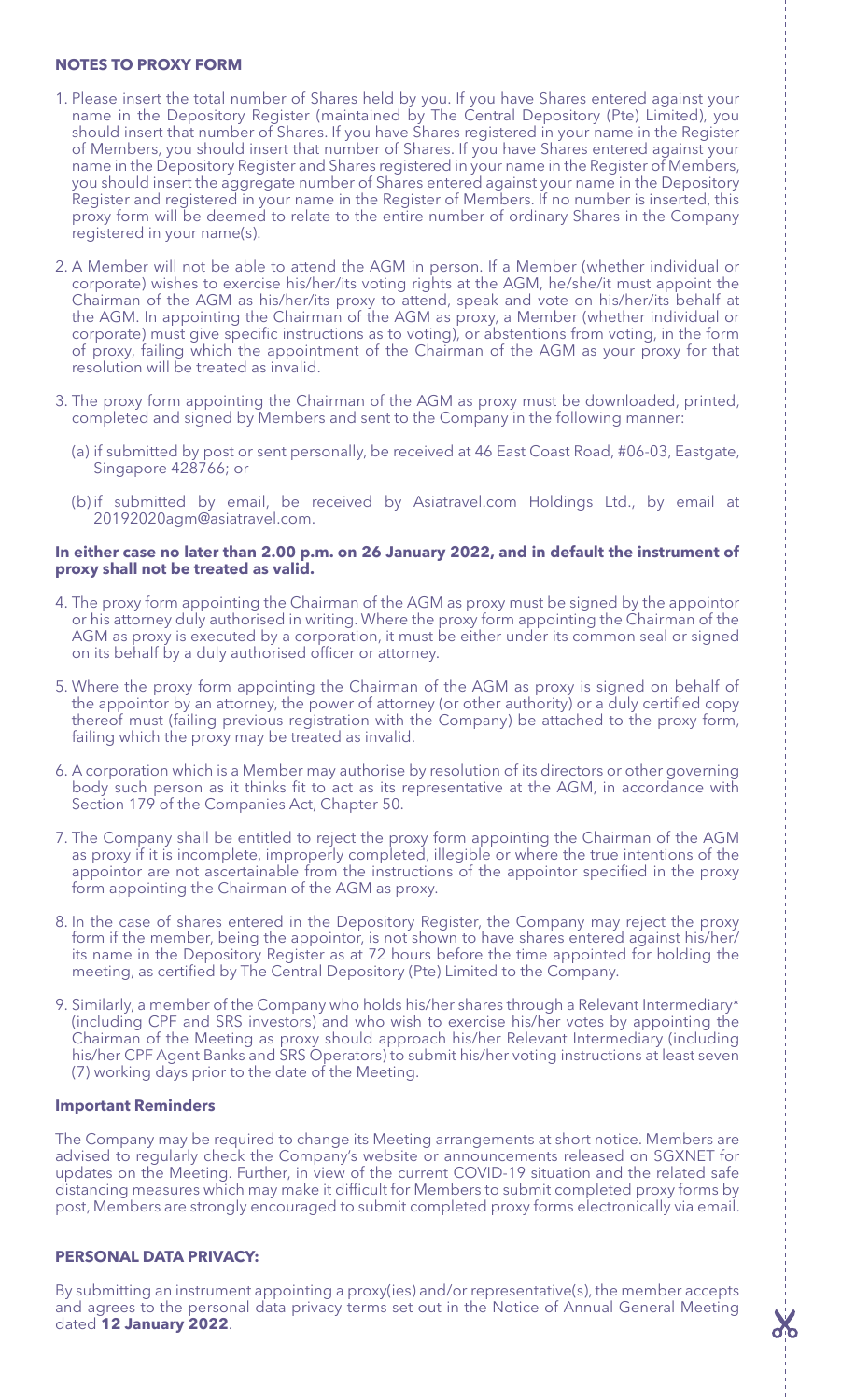**NOTES TO PROXY FORM**

1. Please insert the total number of Shares held by you. If you have Shares entered against your name in the Depository Register (maintained by The Central Depository (Pte) Limited), you should insert that number of Shares. If you have Shares registered in your name in the Register of Members, you should insert that number of Shares. If you have Shares entered against your name in the Depository Register and Shares registered in your name in the Register of Members, you should insert the aggregate number of Shares entered against your name in the Depository Register and registered in your name in the Register of Members. If no number is inserted, this proxy form will be deemed to relate to the entire number of ordinary Shares in the Company registered in your name(s).

2. A Member will not be able to attend the AGM in person. If a Member (whether individual or corporate) wishes to exercise his/her/its voting rights at the AGM, he/she/it must appoint the Chairman of the AGM as his/her/its proxy to attend, speak and vote on his/her/its behalf at the AGM. In appointing the Chairman of the AGM as proxy, a Member (whether individual or corporate) must give specific instructions as to voting), or abstentions from voting, in the form of proxy, failing which the appointment of the Chairman of the AGM as your proxy for that resolution will be treated as invalid.

3. The proxy form appointing the Chairman of the AGM as proxy must be downloaded, printed, completed and signed by Members and sent to the Company in the following manner:

   (a) if submitted by post or sent personally, be received at 46 East Coast Road, #06-03, Eastgate, Singapore 428766; or

   (b) if submitted by email, be received by Asiatravel.com Holdings Ltd., by email at 20192020agm@asiatravel.com.

**In either case no later than 2.00 p.m. on 26 January 2022, and in default the instrument of proxy shall not be treated as valid.**

4. The proxy form appointing the Chairman of the AGM as proxy must be signed by the appointor or his attorney duly authorised in writing. Where the proxy form appointing the Chairman of the AGM as proxy is executed by a corporation, it must be either under its common seal or signed on its behalf by a duly authorised officer or attorney.

5. Where the proxy form appointing the Chairman of the AGM as proxy is signed on behalf of the appointor by an attorney, the power of attorney (or other authority) or a duly certified copy thereof must (failing previous registration with the Company) be attached to the proxy form, failing which the proxy may be treated as invalid.

6. A corporation which is a Member may authorise by resolution of its directors or other governing body such person as it thinks fit to act as its representative at the AGM, in accordance with Section 179 of the Companies Act, Chapter 50.

7. The Company shall be entitled to reject the proxy form appointing the Chairman of the AGM as proxy if it is incomplete, improperly completed, illegible or where the true intentions of the appointor are not ascertainable from the instructions of the appointor specified in the proxy form appointing the Chairman of the AGM as proxy.

8. In the case of shares entered in the Depository Register, the Company may reject the proxy form if the member, being the appointor, is not shown to have shares entered against his/her/its name in the Depository Register as at 72 hours before the time appointed for holding the meeting, as certified by The Central Depository (Pte) Limited to the Company.

9. Similarly, a member of the Company who holds his/her shares through a Relevant Intermediary* (including CPF and SRS investors) and who wish to exercise his/her votes by appointing the Chairman of the Meeting as proxy should approach his/her Relevant Intermediary (including his/her CPF Agent Banks and SRS Operators) to submit his/her voting instructions at least seven (7) working days prior to the date of the Meeting.

**Important Reminders**

The Company may be required to change its Meeting arrangements at short notice. Members are advised to regularly check the Company's website or announcements released on SGXNET for updates on the Meeting. Further, in view of the current COVID-19 situation and the related safe distancing measures which may make it difficult for Members to submit completed proxy forms by post, Members are strongly encouraged to submit completed proxy forms electronically via email.

**PERSONAL DATA PRIVACY:**

By submitting an instrument appointing a proxy(ies) and/or representative(s), the member accepts and agrees to the personal data privacy terms set out in the Notice of Annual General Meeting dated **12 January 2022**.